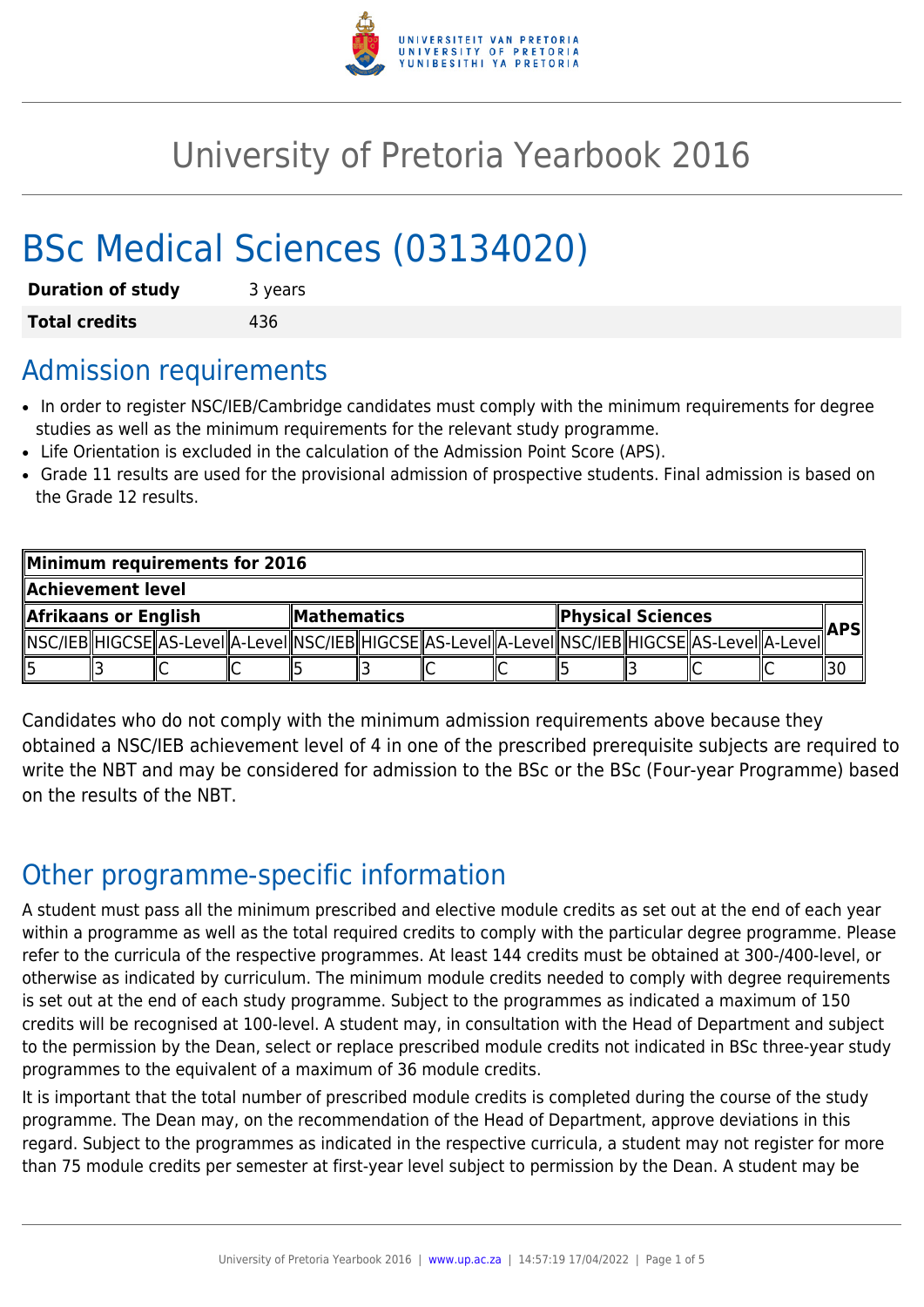# University of Pretoria Yearbook 2016

# BSc Medical Sciences (03134020)

| | |
|---|---|
| **Duration of study** | 3 years |
| **Total credits** | 436 |

## Admission requirements

- In order to register NSC/IEB/Cambridge candidates must comply with the minimum requirements for degree studies as well as the minimum requirements for the relevant study programme.
- Life Orientation is excluded in the calculation of the Admission Point Score (APS).
- Grade 11 results are used for the provisional admission of prospective students. Final admission is based on the Grade 12 results.

| **Minimum requirements for 2016** | | | | | | | | | | | | |
|---|---|---|---|---|---|---|---|---|---|---|---|---|
| **Achievement level** | | | | | | | | | | | | |
| **Afrikaans or English** | | | | **Mathematics** | | | | **Physical Sciences** | | | | **APS** |
| NSC/IEB | HIGCSE | AS-Level | A-Level | NSC/IEB | HIGCSE | AS-Level | A-Level | NSC/IEB | HIGCSE | AS-Level | A-Level | |
| 5 | 3 | C | C | 5 | 3 | C | C | 5 | 3 | C | C | 30 |

Candidates who do not comply with the minimum admission requirements above because they obtained a NSC/IEB achievement level of 4 in one of the prescribed prerequisite subjects are required to write the NBT and may be considered for admission to the BSc or the BSc (Four-year Programme) based on the results of the NBT.

## Other programme-specific information

A student must pass all the minimum prescribed and elective module credits as set out at the end of each year within a programme as well as the total required credits to comply with the particular degree programme. Please refer to the curricula of the respective programmes. At least 144 credits must be obtained at 300-/400-level, or otherwise as indicated by curriculum. The minimum module credits needed to comply with degree requirements is set out at the end of each study programme. Subject to the programmes as indicated a maximum of 150 credits will be recognised at 100-level. A student may, in consultation with the Head of Department and subject to the permission by the Dean, select or replace prescribed module credits not indicated in BSc three-year study programmes to the equivalent of a maximum of 36 module credits.

It is important that the total number of prescribed module credits is completed during the course of the study programme. The Dean may, on the recommendation of the Head of Department, approve deviations in this regard. Subject to the programmes as indicated in the respective curricula, a student may not register for more than 75 module credits per semester at first-year level subject to permission by the Dean. A student may be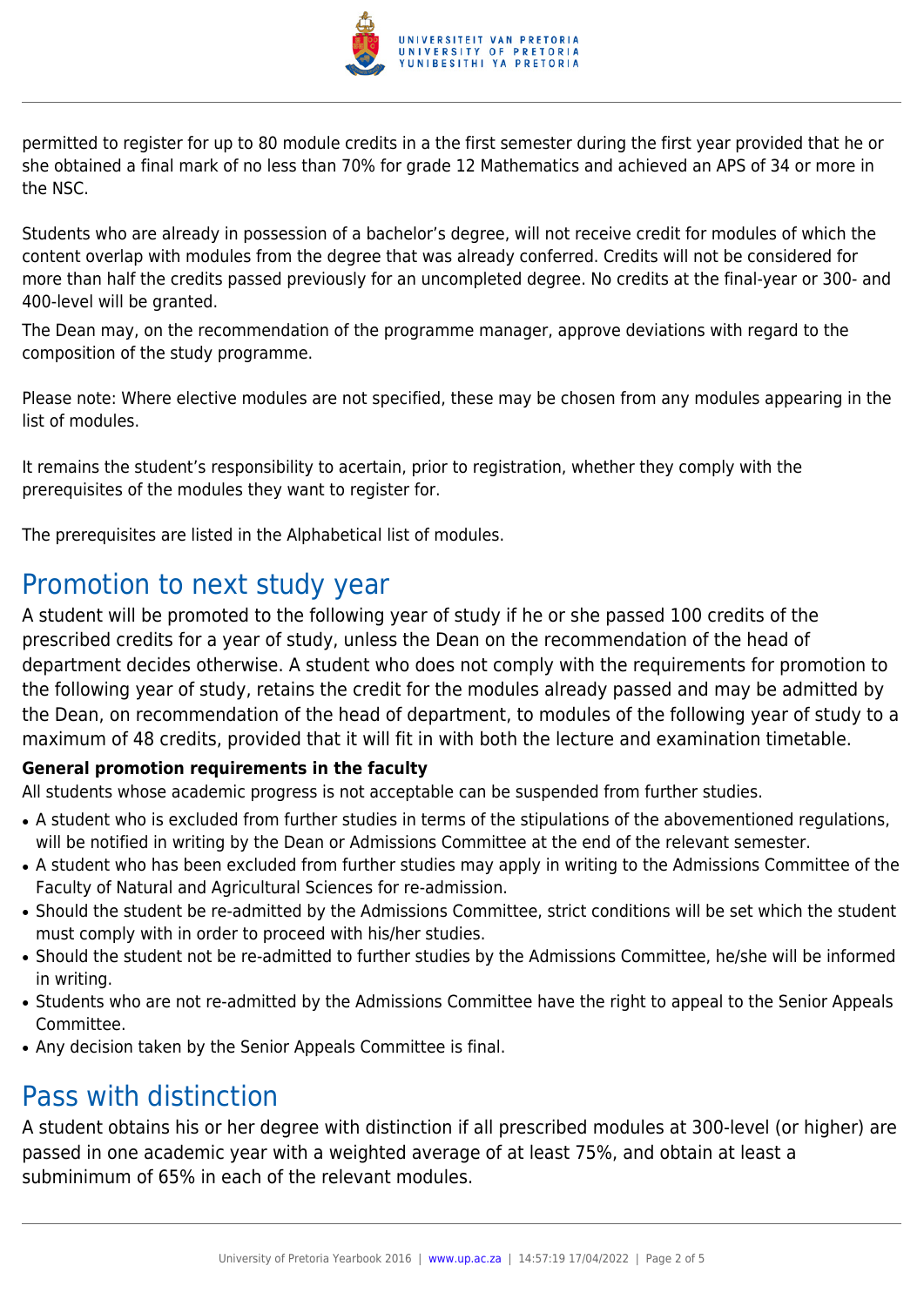permitted to register for up to 80 module credits in a the first semester during the first year provided that he or she obtained a final mark of no less than 70% for grade 12 Mathematics and achieved an APS of 34 or more in the NSC.

Students who are already in possession of a bachelor's degree, will not receive credit for modules of which the content overlap with modules from the degree that was already conferred. Credits will not be considered for more than half the credits passed previously for an uncompleted degree. No credits at the final-year or 300- and 400-level will be granted.

The Dean may, on the recommendation of the programme manager, approve deviations with regard to the composition of the study programme.

Please note: Where elective modules are not specified, these may be chosen from any modules appearing in the list of modules.

It remains the student's responsibility to acertain, prior to registration, whether they comply with the prerequisites of the modules they want to register for.

The prerequisites are listed in the Alphabetical list of modules.

## Promotion to next study year

A student will be promoted to the following year of study if he or she passed 100 credits of the prescribed credits for a year of study, unless the Dean on the recommendation of the head of department decides otherwise. A student who does not comply with the requirements for promotion to the following year of study, retains the credit for the modules already passed and may be admitted by the Dean, on recommendation of the head of department, to modules of the following year of study to a maximum of 48 credits, provided that it will fit in with both the lecture and examination timetable.

**General promotion requirements in the faculty**

All students whose academic progress is not acceptable can be suspended from further studies.

- A student who is excluded from further studies in terms of the stipulations of the abovementioned regulations, will be notified in writing by the Dean or Admissions Committee at the end of the relevant semester.
- A student who has been excluded from further studies may apply in writing to the Admissions Committee of the Faculty of Natural and Agricultural Sciences for re-admission.
- Should the student be re-admitted by the Admissions Committee, strict conditions will be set which the student must comply with in order to proceed with his/her studies.
- Should the student not be re-admitted to further studies by the Admissions Committee, he/she will be informed in writing.
- Students who are not re-admitted by the Admissions Committee have the right to appeal to the Senior Appeals Committee.
- Any decision taken by the Senior Appeals Committee is final.

## Pass with distinction

A student obtains his or her degree with distinction if all prescribed modules at 300-level (or higher) are passed in one academic year with a weighted average of at least 75%, and obtain at least a subminimum of 65% in each of the relevant modules.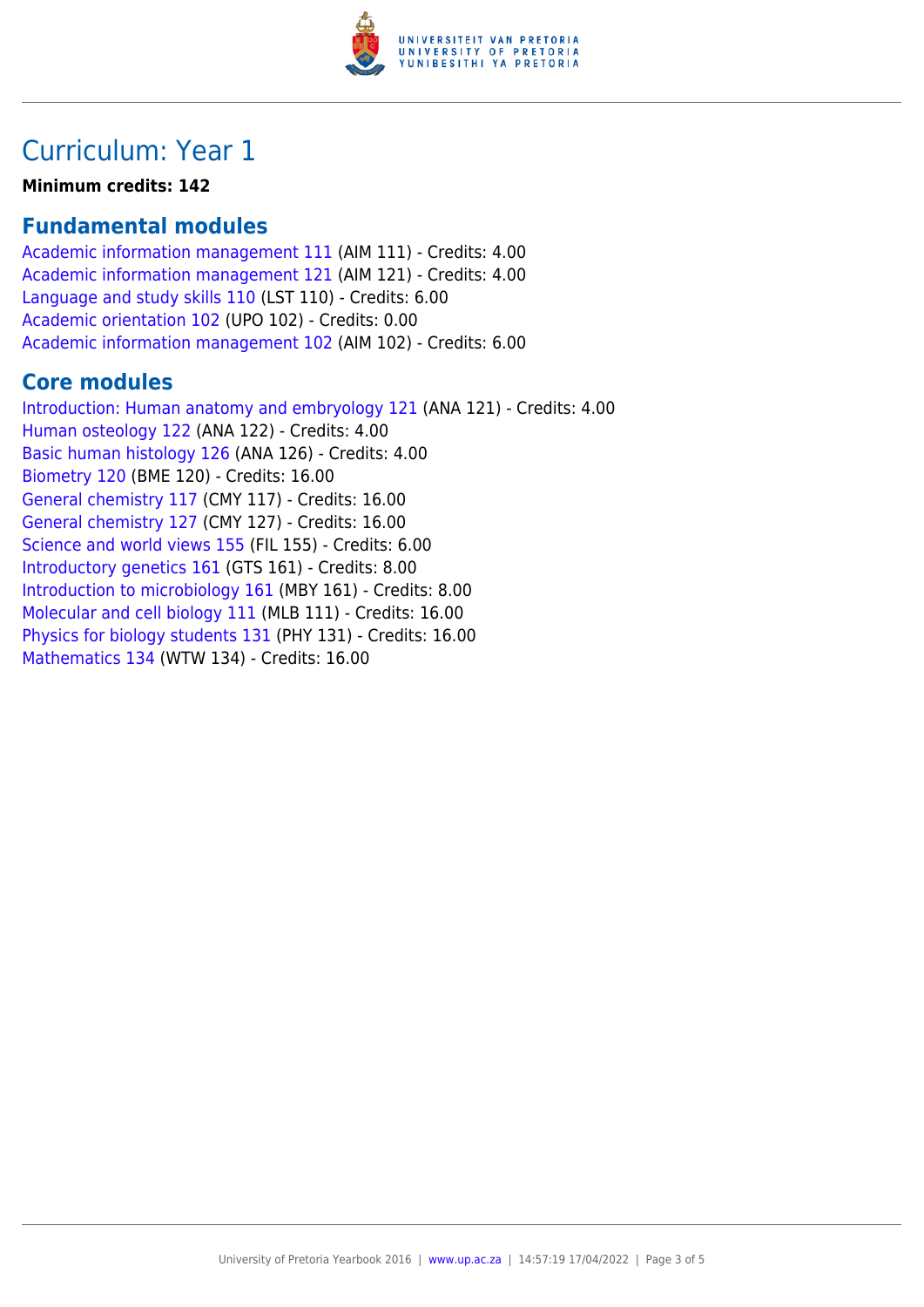# Curriculum: Year 1

**Minimum credits: 142**

## Fundamental modules

Academic information management 111 (AIM 111) - Credits: 4.00
Academic information management 121 (AIM 121) - Credits: 4.00
Language and study skills 110 (LST 110) - Credits: 6.00
Academic orientation 102 (UPO 102) - Credits: 0.00
Academic information management 102 (AIM 102) - Credits: 6.00

## Core modules

Introduction: Human anatomy and embryology 121 (ANA 121) - Credits: 4.00
Human osteology 122 (ANA 122) - Credits: 4.00
Basic human histology 126 (ANA 126) - Credits: 4.00
Biometry 120 (BME 120) - Credits: 16.00
General chemistry 117 (CMY 117) - Credits: 16.00
General chemistry 127 (CMY 127) - Credits: 16.00
Science and world views 155 (FIL 155) - Credits: 6.00
Introductory genetics 161 (GTS 161) - Credits: 8.00
Introduction to microbiology 161 (MBY 161) - Credits: 8.00
Molecular and cell biology 111 (MLB 111) - Credits: 16.00
Physics for biology students 131 (PHY 131) - Credits: 16.00
Mathematics 134 (WTW 134) - Credits: 16.00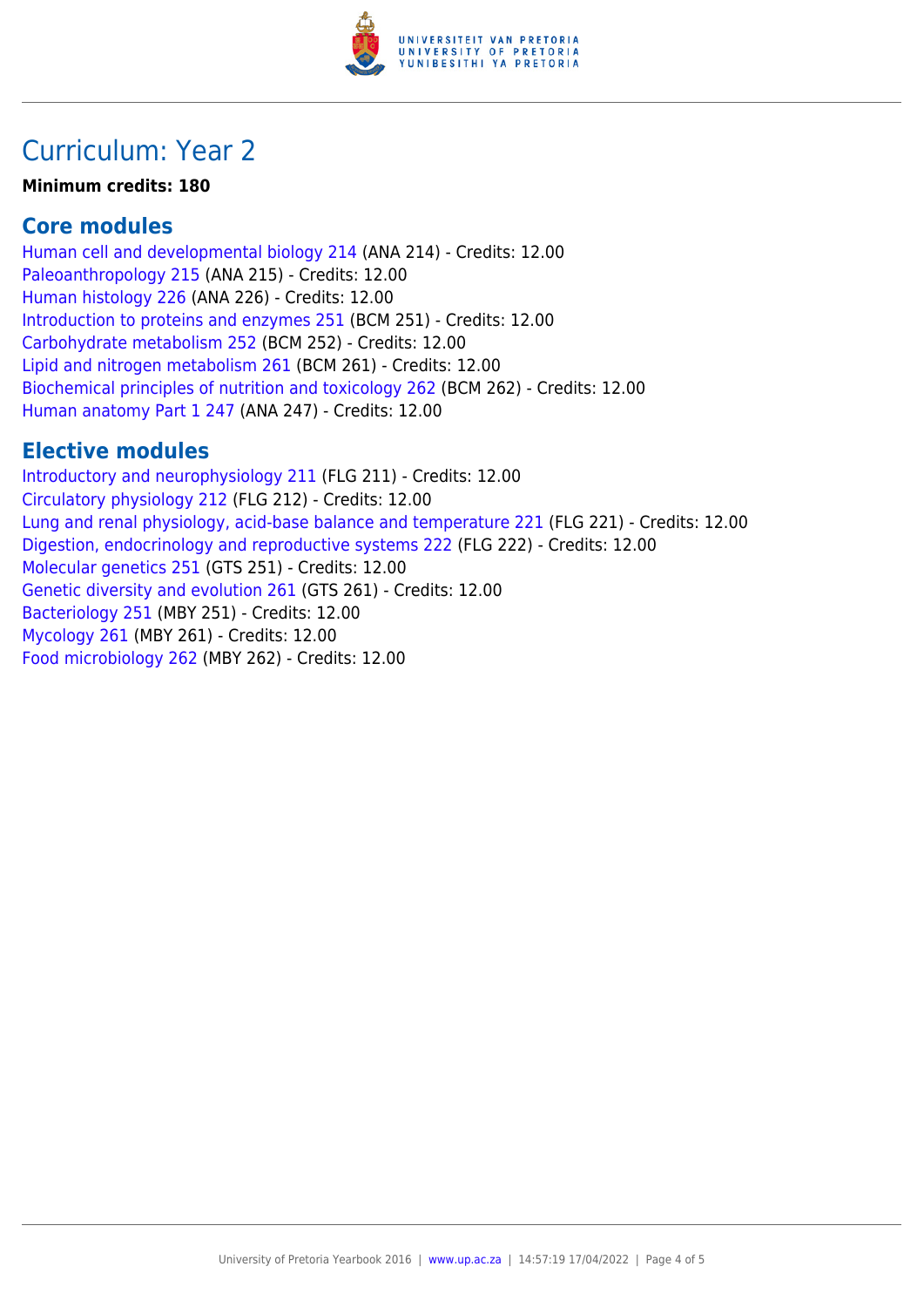# Curriculum: Year 2

**Minimum credits: 180**

## Core modules

Human cell and developmental biology 214 (ANA 214) - Credits: 12.00
Paleoanthropology 215 (ANA 215) - Credits: 12.00
Human histology 226 (ANA 226) - Credits: 12.00
Introduction to proteins and enzymes 251 (BCM 251) - Credits: 12.00
Carbohydrate metabolism 252 (BCM 252) - Credits: 12.00
Lipid and nitrogen metabolism 261 (BCM 261) - Credits: 12.00
Biochemical principles of nutrition and toxicology 262 (BCM 262) - Credits: 12.00
Human anatomy Part 1 247 (ANA 247) - Credits: 12.00

## Elective modules

Introductory and neurophysiology 211 (FLG 211) - Credits: 12.00
Circulatory physiology 212 (FLG 212) - Credits: 12.00
Lung and renal physiology, acid-base balance and temperature 221 (FLG 221) - Credits: 12.00
Digestion, endocrinology and reproductive systems 222 (FLG 222) - Credits: 12.00
Molecular genetics 251 (GTS 251) - Credits: 12.00
Genetic diversity and evolution 261 (GTS 261) - Credits: 12.00
Bacteriology 251 (MBY 251) - Credits: 12.00
Mycology 261 (MBY 261) - Credits: 12.00
Food microbiology 262 (MBY 262) - Credits: 12.00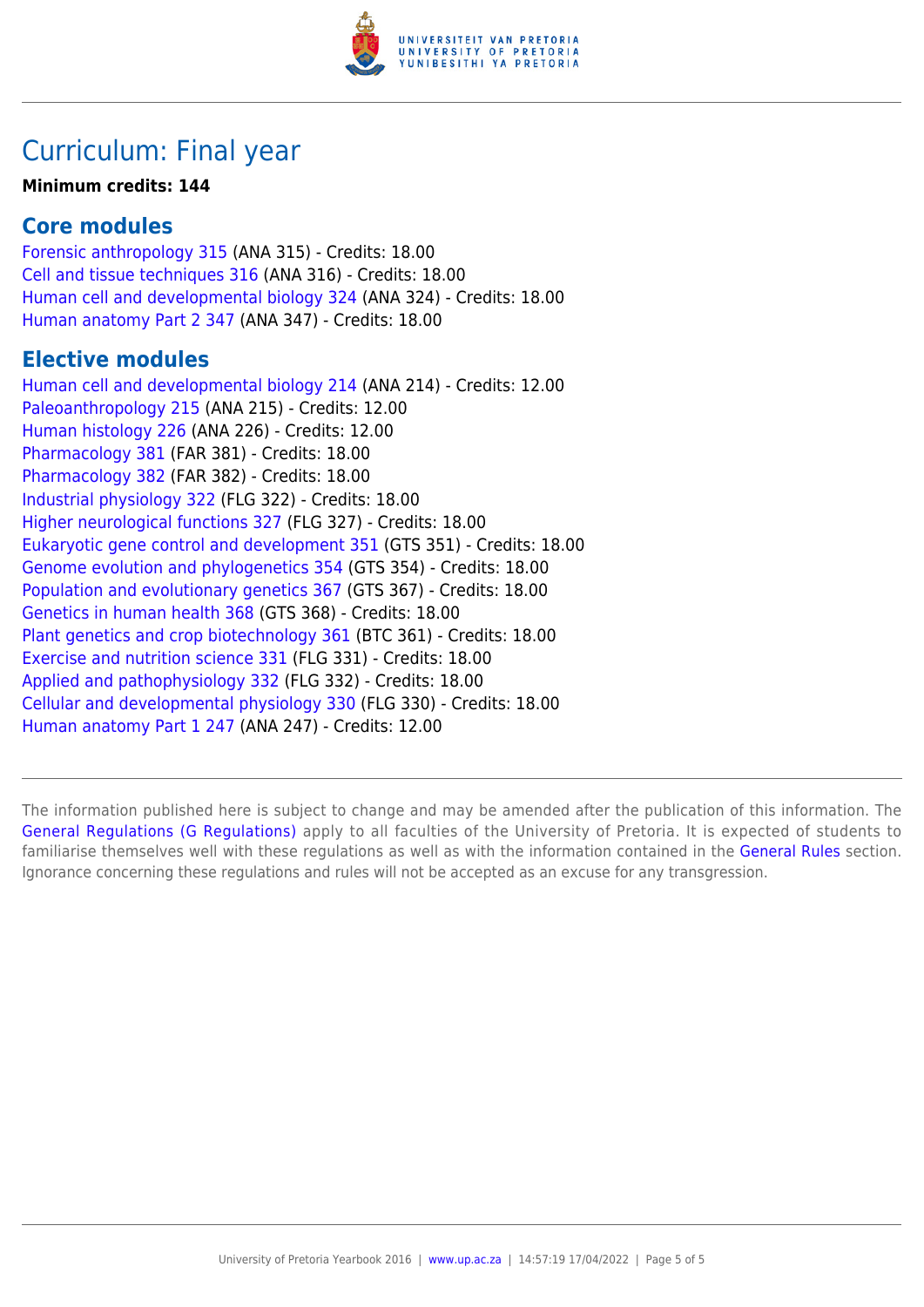# Curriculum: Final year

**Minimum credits: 144**

## Core modules

Forensic anthropology 315 (ANA 315) - Credits: 18.00
Cell and tissue techniques 316 (ANA 316) - Credits: 18.00
Human cell and developmental biology 324 (ANA 324) - Credits: 18.00
Human anatomy Part 2 347 (ANA 347) - Credits: 18.00

## Elective modules

Human cell and developmental biology 214 (ANA 214) - Credits: 12.00
Paleoanthropology 215 (ANA 215) - Credits: 12.00
Human histology 226 (ANA 226) - Credits: 12.00
Pharmacology 381 (FAR 381) - Credits: 18.00
Pharmacology 382 (FAR 382) - Credits: 18.00
Industrial physiology 322 (FLG 322) - Credits: 18.00
Higher neurological functions 327 (FLG 327) - Credits: 18.00
Eukaryotic gene control and development 351 (GTS 351) - Credits: 18.00
Genome evolution and phylogenetics 354 (GTS 354) - Credits: 18.00
Population and evolutionary genetics 367 (GTS 367) - Credits: 18.00
Genetics in human health 368 (GTS 368) - Credits: 18.00
Plant genetics and crop biotechnology 361 (BTC 361) - Credits: 18.00
Exercise and nutrition science 331 (FLG 331) - Credits: 18.00
Applied and pathophysiology 332 (FLG 332) - Credits: 18.00
Cellular and developmental physiology 330 (FLG 330) - Credits: 18.00
Human anatomy Part 1 247 (ANA 247) - Credits: 12.00

---

The information published here is subject to change and may be amended after the publication of this information. The General Regulations (G Regulations) apply to all faculties of the University of Pretoria. It is expected of students to familiarise themselves well with these regulations as well as with the information contained in the General Rules section. Ignorance concerning these regulations and rules will not be accepted as an excuse for any transgression.